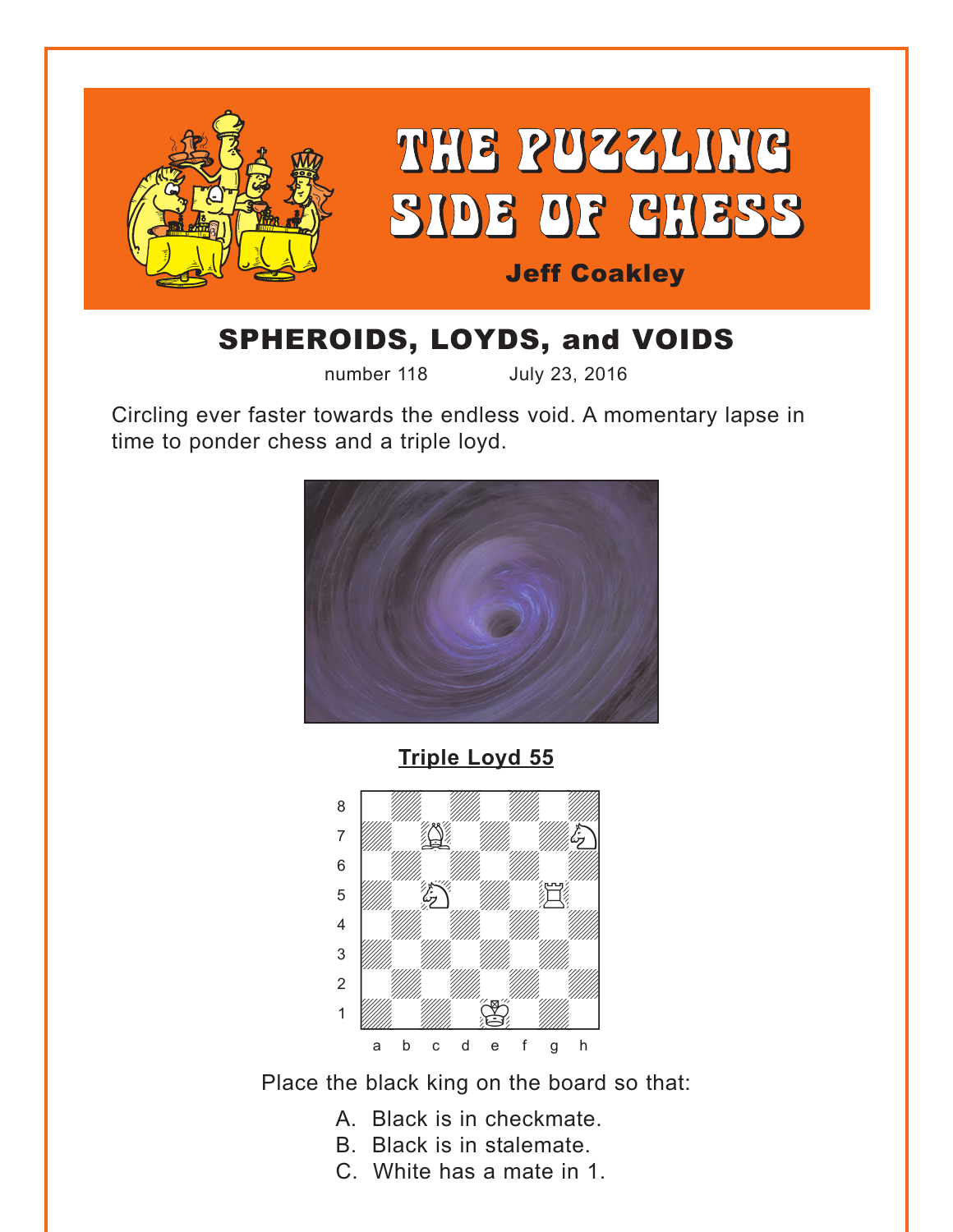# THE PUZZLING SIDE OF CHESS

Jeff Coakley

## SPHEROIDS, LOYDS, and VOIDS

number 118 July 23, 2016

Circling ever faster towards the endless void. A momentary lapse in time to ponder chess and a triple loyd.

**Triple Loyd 55**

Place the black king on the board so that:

A. Black is in checkmate.
B. Black is in stalemate.
C. White has a mate in 1.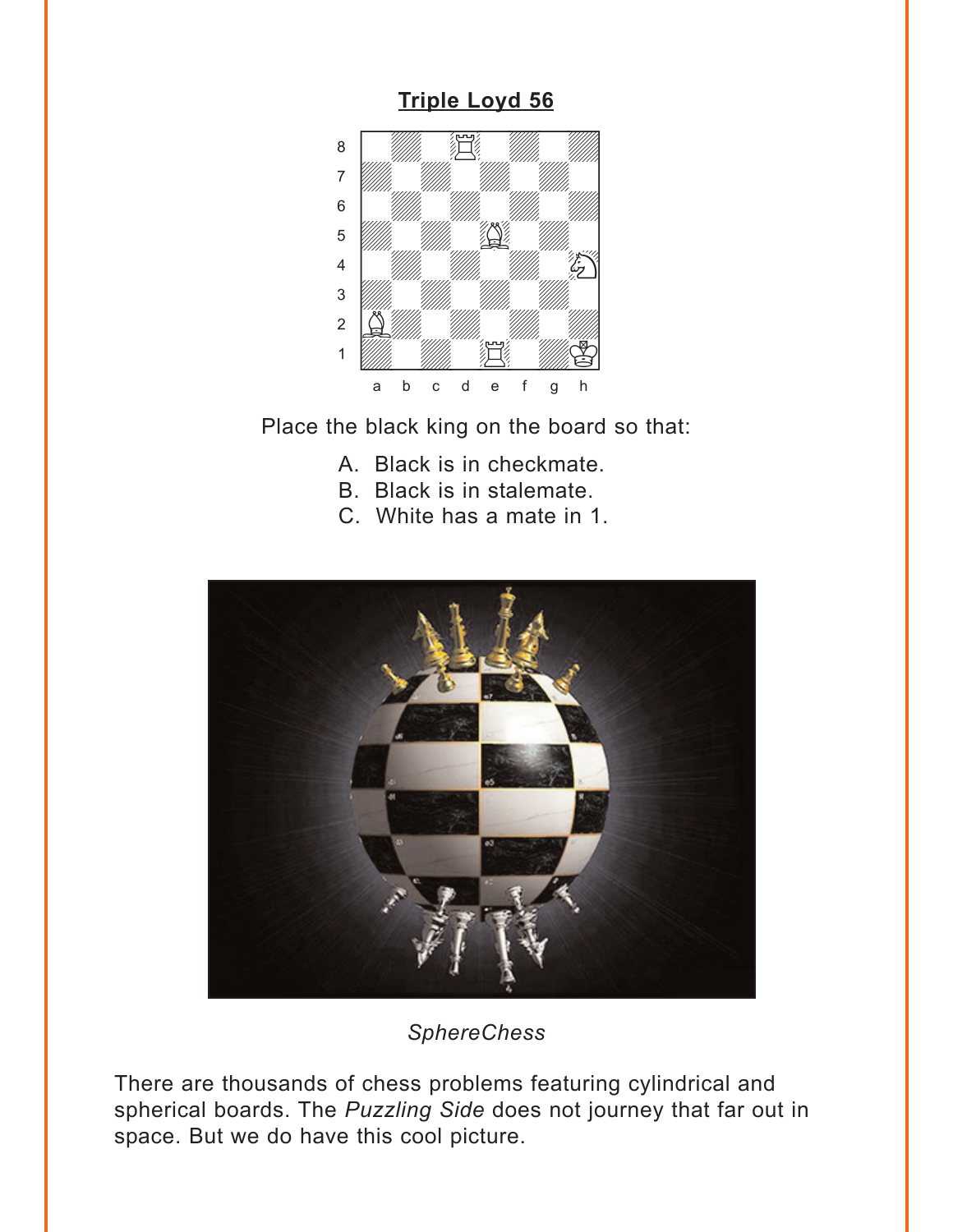**Triple Loyd 56**

Place the black king on the board so that:

A. Black is in checkmate.
B. Black is in stalemate.
C. White has a mate in 1.

*SphereChess*

There are thousands of chess problems featuring cylindrical and spherical boards. The *Puzzling Side* does not journey that far out in space. But we do have this cool picture.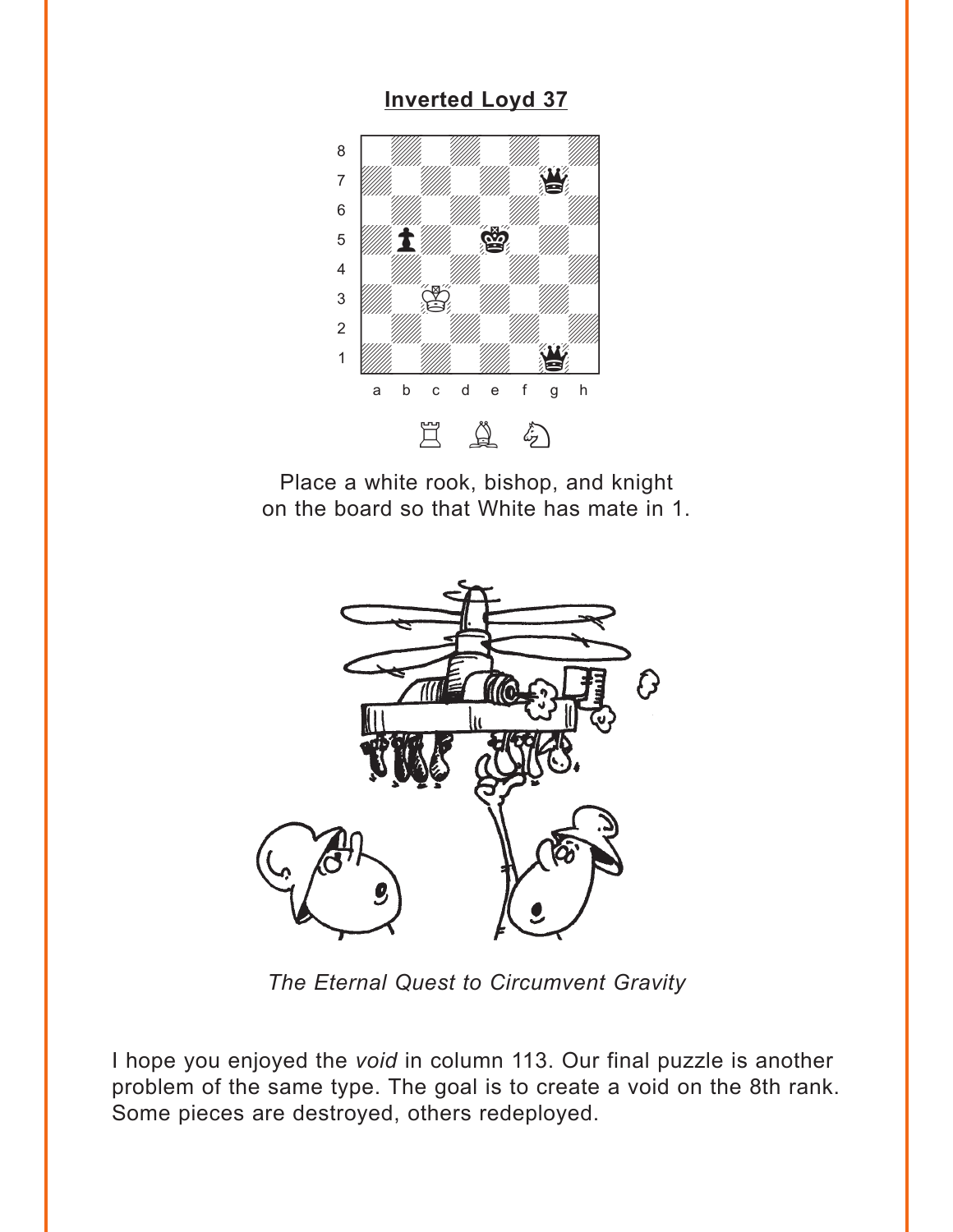**Inverted Loyd 37**

Place a white rook, bishop, and knight on the board so that White has mate in 1.

*The Eternal Quest to Circumvent Gravity*

I hope you enjoyed the *void* in column 113. Our final puzzle is another problem of the same type. The goal is to create a void on the 8th rank. Some pieces are destroyed, others redeployed.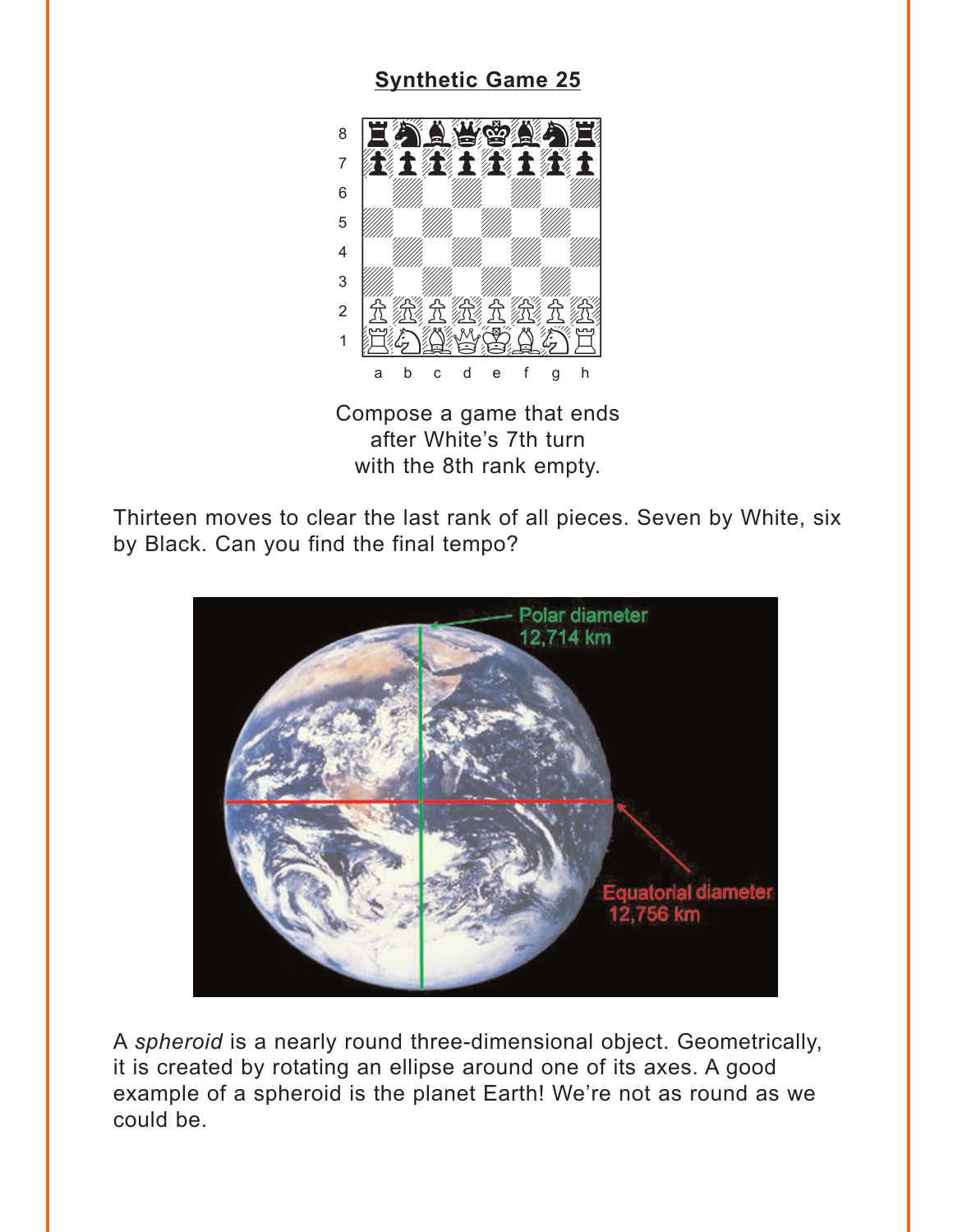## Synthetic Game 25

Compose a game that ends
after White's 7th turn
with the 8th rank empty.

Thirteen moves to clear the last rank of all pieces. Seven by White, six by Black. Can you find the final tempo?

A *spheroid* is a nearly round three-dimensional object. Geometrically, it is created by rotating an ellipse around one of its axes. A good example of a spheroid is the planet Earth! We're not as round as we could be.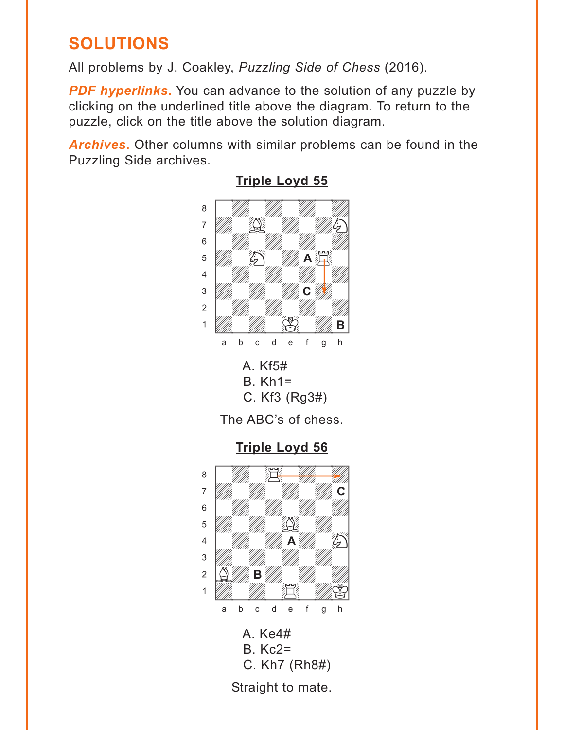## SOLUTIONS

All problems by J. Coakley, *Puzzling Side of Chess* (2016).

***PDF hyperlinks.*** You can advance to the solution of any puzzle by clicking on the underlined title above the diagram. To return to the puzzle, click on the title above the solution diagram.

***Archives.*** Other columns with similar problems can be found in the Puzzling Side archives.

### Triple Loyd 55

A. Kf5#
B. Kh1=
C. Kf3 (Rg3#)

The ABC's of chess.

### Triple Loyd 56

A. Ke4#
B. Kc2=
C. Kh7 (Rh8#)

Straight to mate.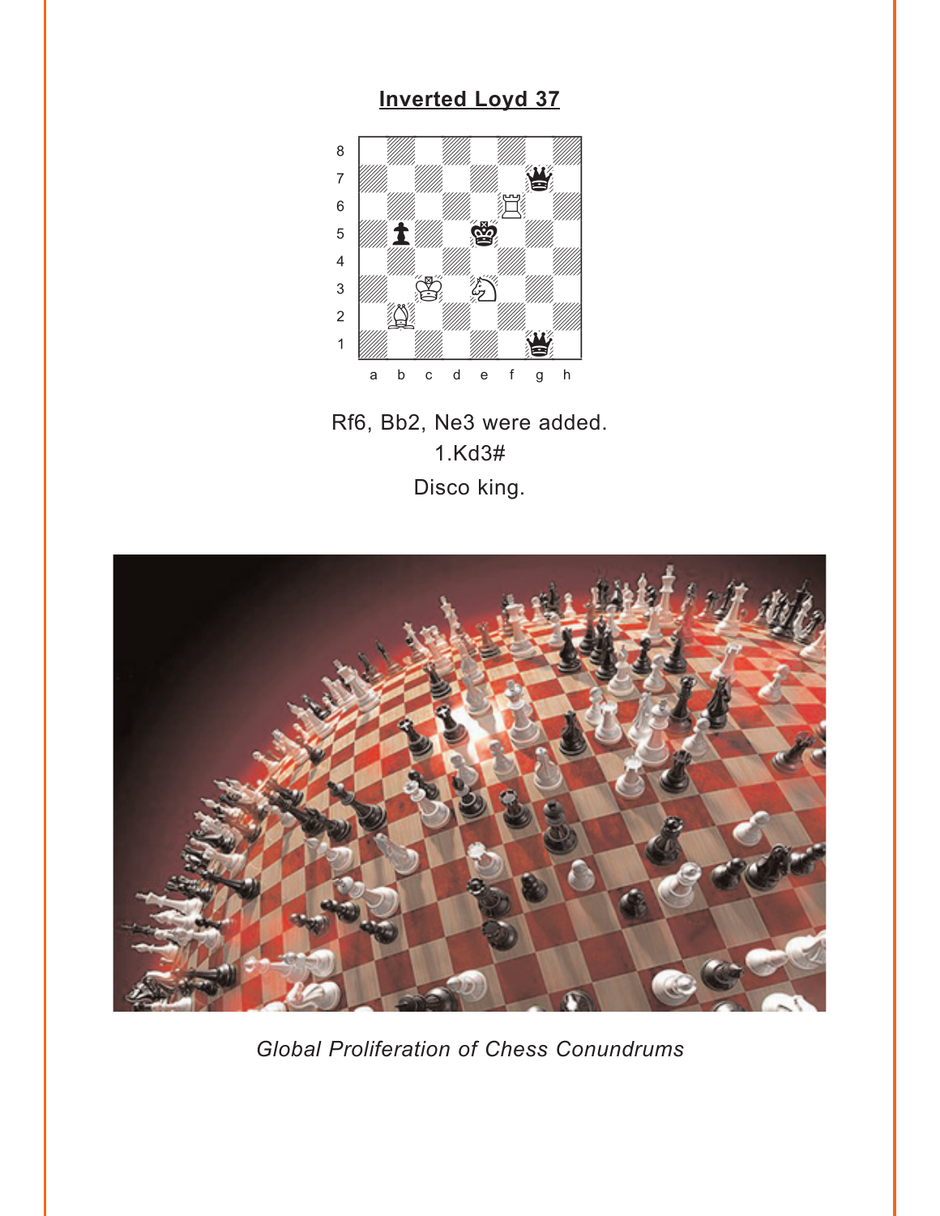## Inverted Loyd 37

Rf6, Bb2, Ne3 were added.

1.Kd3#

Disco king.

*Global Proliferation of Chess Conundrums*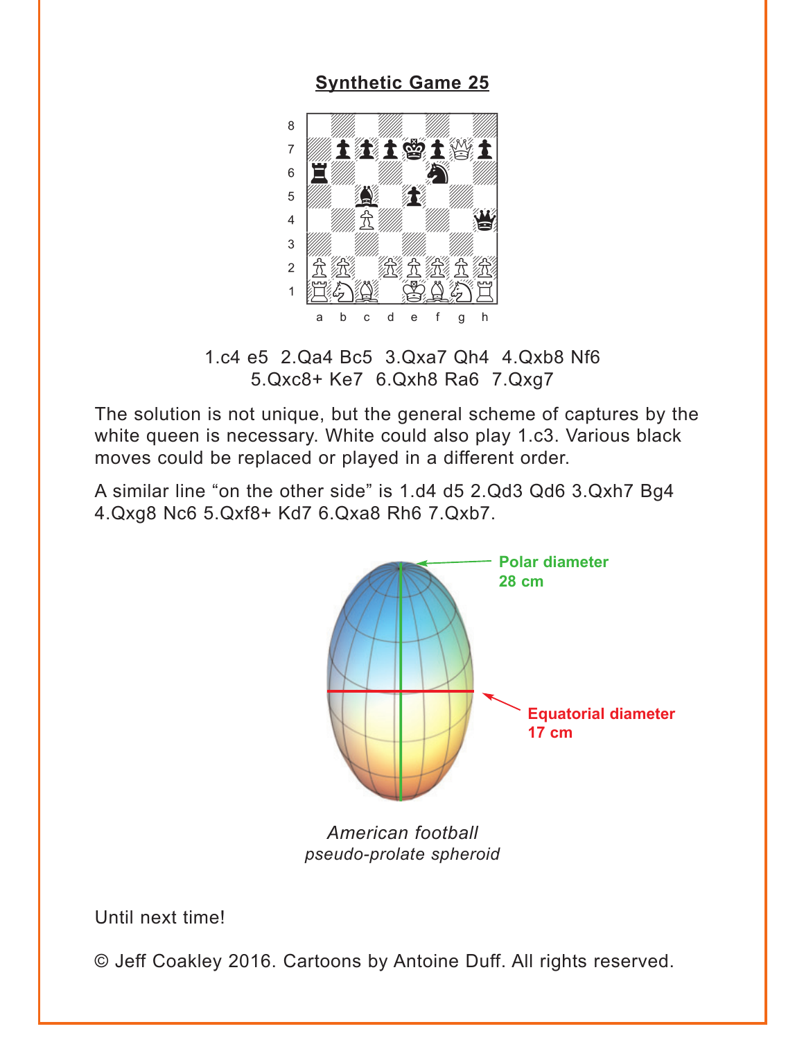## Synthetic Game 25

1.c4 e5 2.Qa4 Bc5 3.Qxa7 Qh4 4.Qxb8 Nf6
5.Qxc8+ Ke7 6.Qxh8 Ra6 7.Qxg7

The solution is not unique, but the general scheme of captures by the white queen is necessary. White could also play 1.c3. Various black moves could be replaced or played in a different order.

A similar line “on the other side” is 1.d4 d5 2.Qd3 Qd6 3.Qxh7 Bg4 4.Qxg8 Nc6 5.Qxf8+ Kd7 6.Qxa8 Rh6 7.Qxb7.

Polar diameter
28 cm

Equatorial diameter
17 cm

*American football*
*pseudo-prolate spheroid*

Until next time!

© Jeff Coakley 2016. Cartoons by Antoine Duff. All rights reserved.